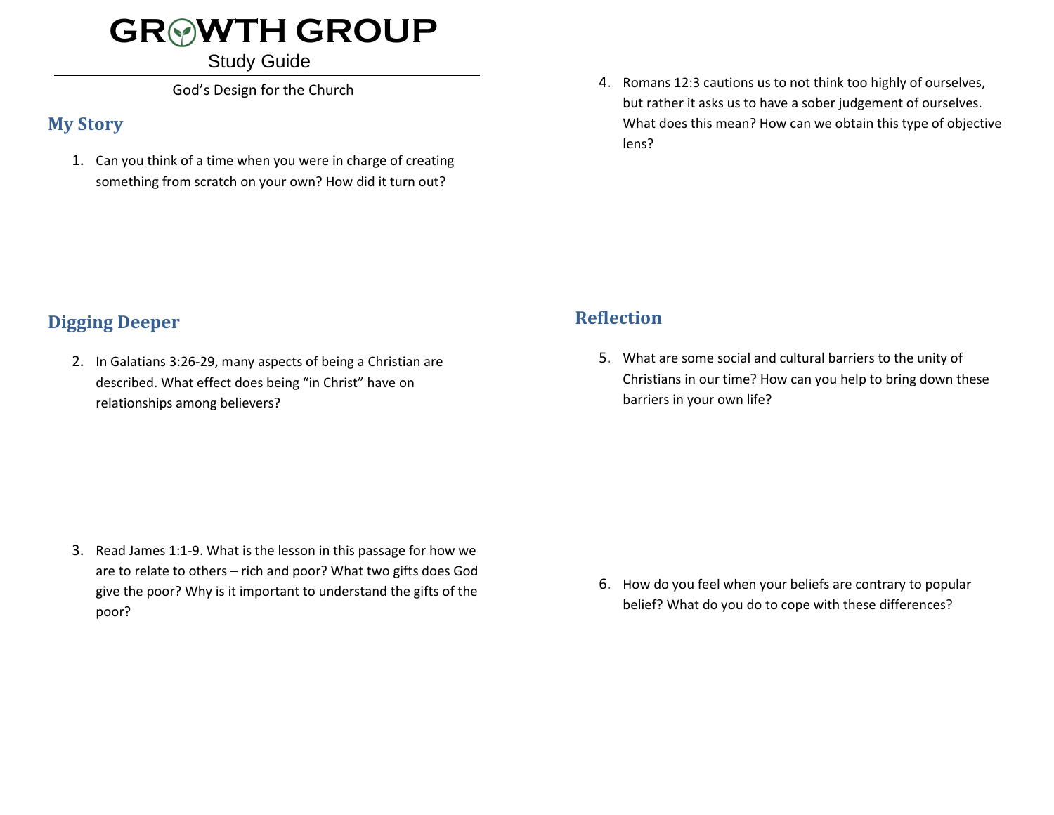# GROWTH GROUP

Study Guide

God's Design for the Church

## My Story

1. Can you think of a time when you were in charge of creating something from scratch on your own? How did it turn out?

## Digging Deeper

2. In Galatians 3:26-29, many aspects of being a Christian are described. What effect does being "in Christ" have on relationships among believers?

3. Read James 1:1-9. What is the lesson in this passage for how we are to relate to others – rich and poor? What two gifts does God give the poor? Why is it important to understand the gifts of the poor?

4. Romans 12:3 cautions us to not think too highly of ourselves, but rather it asks us to have a sober judgement of ourselves. What does this mean? How can we obtain this type of objective lens?

## Reflection

5. What are some social and cultural barriers to the unity of Christians in our time? How can you help to bring down these barriers in your own life?

6. How do you feel when your beliefs are contrary to popular belief? What do you do to cope with these differences?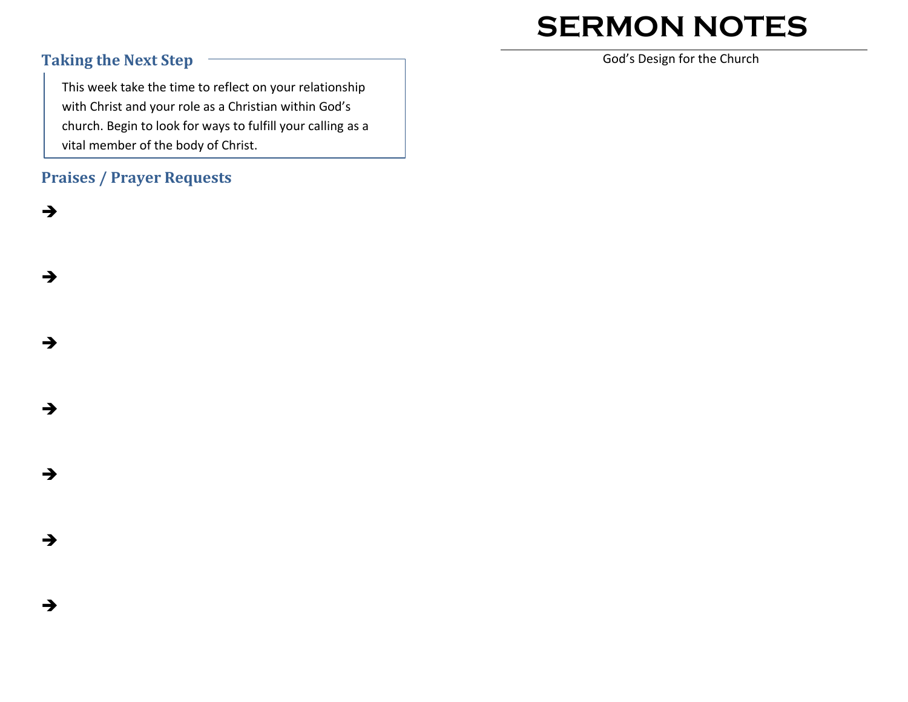## Taking the Next Step

This week take the time to reflect on your relationship with Christ and your role as a Christian within God's church. Begin to look for ways to fulfill your calling as a vital member of the body of Christ.

## Praises / Prayer Requests

- ➔
- ➔
- ➔
- ➔
- ➔
- ➔
- ➔

# SERMON NOTES

God's Design for the Church